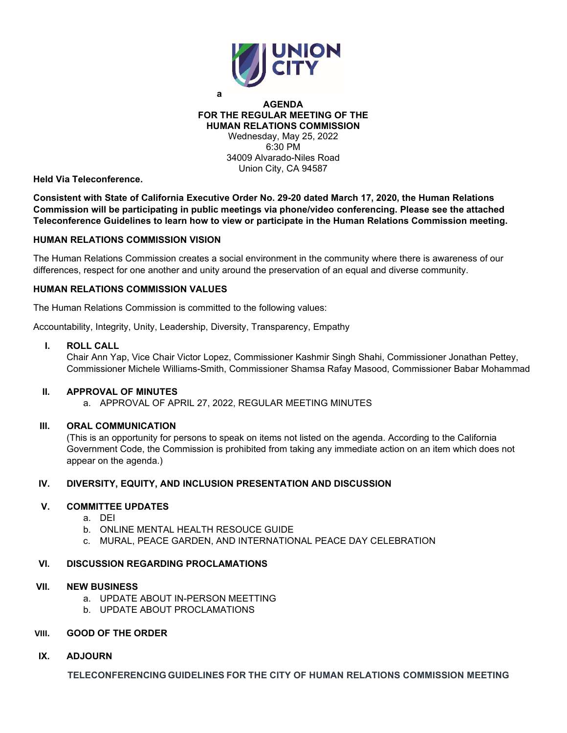a

**AGENDA**
**FOR THE REGULAR MEETING OF THE**
**HUMAN RELATIONS COMMISSION**
Wednesday, May 25, 2022
6:30 PM
34009 Alvarado-Niles Road
Union City, CA 94587

**Held Via Teleconference.**

**Consistent with State of California Executive Order No. 29-20 dated March 17, 2020, the Human Relations Commission will be participating in public meetings via phone/video conferencing. Please see the attached Teleconference Guidelines to learn how to view or participate in the Human Relations Commission meeting.**

**HUMAN RELATIONS COMMISSION VISION**

The Human Relations Commission creates a social environment in the community where there is awareness of our differences, respect for one another and unity around the preservation of an equal and diverse community.

**HUMAN RELATIONS COMMISSION VALUES**

The Human Relations Commission is committed to the following values:

Accountability, Integrity, Unity, Leadership, Diversity, Transparency, Empathy

**I. ROLL CALL**
Chair Ann Yap, Vice Chair Victor Lopez, Commissioner Kashmir Singh Shahi, Commissioner Jonathan Pettey, Commissioner Michele Williams-Smith, Commissioner Shamsa Rafay Masood, Commissioner Babar Mohammad

**II. APPROVAL OF MINUTES**
a. APPROVAL OF APRIL 27, 2022, REGULAR MEETING MINUTES

**III. ORAL COMMUNICATION**
(This is an opportunity for persons to speak on items not listed on the agenda. According to the California Government Code, the Commission is prohibited from taking any immediate action on an item which does not appear on the agenda.)

**IV. DIVERSITY, EQUITY, AND INCLUSION PRESENTATION AND DISCUSSION**

**V. COMMITTEE UPDATES**
a. DEI
b. ONLINE MENTAL HEALTH RESOUCE GUIDE
c. MURAL, PEACE GARDEN, AND INTERNATIONAL PEACE DAY CELEBRATION

**VI. DISCUSSION REGARDING PROCLAMATIONS**

**VII. NEW BUSINESS**
a. UPDATE ABOUT IN-PERSON MEETTING
b. UPDATE ABOUT PROCLAMATIONS

**VIII. GOOD OF THE ORDER**

**IX. ADJOURN**

**TELECONFERENCING GUIDELINES FOR THE CITY OF HUMAN RELATIONS COMMISSION MEETING**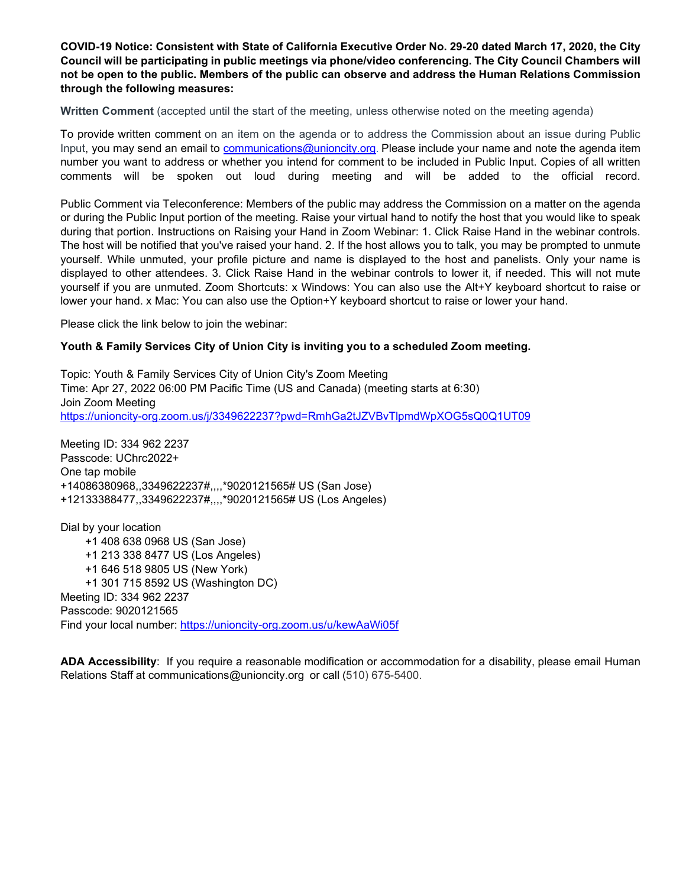**COVID-19 Notice: Consistent with State of California Executive Order No. 29-20 dated March 17, 2020, the City Council will be participating in public meetings via phone/video conferencing. The City Council Chambers will not be open to the public. Members of the public can observe and address the Human Relations Commission through the following measures:**

**Written Comment** (accepted until the start of the meeting, unless otherwise noted on the meeting agenda)

To provide written comment on an item on the agenda or to address the Commission about an issue during Public Input, you may send an email to communications@unioncity.org. Please include your name and note the agenda item number you want to address or whether you intend for comment to be included in Public Input. Copies of all written comments will be spoken out loud during meeting and will be added to the official record.

Public Comment via Teleconference: Members of the public may address the Commission on a matter on the agenda or during the Public Input portion of the meeting. Raise your virtual hand to notify the host that you would like to speak during that portion. Instructions on Raising your Hand in Zoom Webinar: 1. Click Raise Hand in the webinar controls. The host will be notified that you've raised your hand. 2. If the host allows you to talk, you may be prompted to unmute yourself. While unmuted, your profile picture and name is displayed to the host and panelists. Only your name is displayed to other attendees. 3. Click Raise Hand in the webinar controls to lower it, if needed. This will not mute yourself if you are unmuted. Zoom Shortcuts: x Windows: You can also use the Alt+Y keyboard shortcut to raise or lower your hand. x Mac: You can also use the Option+Y keyboard shortcut to raise or lower your hand.

Please click the link below to join the webinar:

**Youth & Family Services City of Union City is inviting you to a scheduled Zoom meeting.**

Topic: Youth & Family Services City of Union City's Zoom Meeting
Time: Apr 27, 2022 06:00 PM Pacific Time (US and Canada) (meeting starts at 6:30)
Join Zoom Meeting
https://unioncity-org.zoom.us/j/3349622237?pwd=RmhGa2tJZVBvTlpmdWpXOG5sQ0Q1UT09

Meeting ID: 334 962 2237
Passcode: UChrc2022+
One tap mobile
+14086380968,,3349622237#,,,,*9020121565# US (San Jose)
+12133388477,,3349622237#,,,,*9020121565# US (Los Angeles)

Dial by your location
+1 408 638 0968 US (San Jose)
+1 213 338 8477 US (Los Angeles)
+1 646 518 9805 US (New York)
+1 301 715 8592 US (Washington DC)
Meeting ID: 334 962 2237
Passcode: 9020121565
Find your local number: https://unioncity-org.zoom.us/u/kewAaWi05f

**ADA Accessibility**: If you require a reasonable modification or accommodation for a disability, please email Human Relations Staff at communications@unioncity.org or call (510) 675-5400.